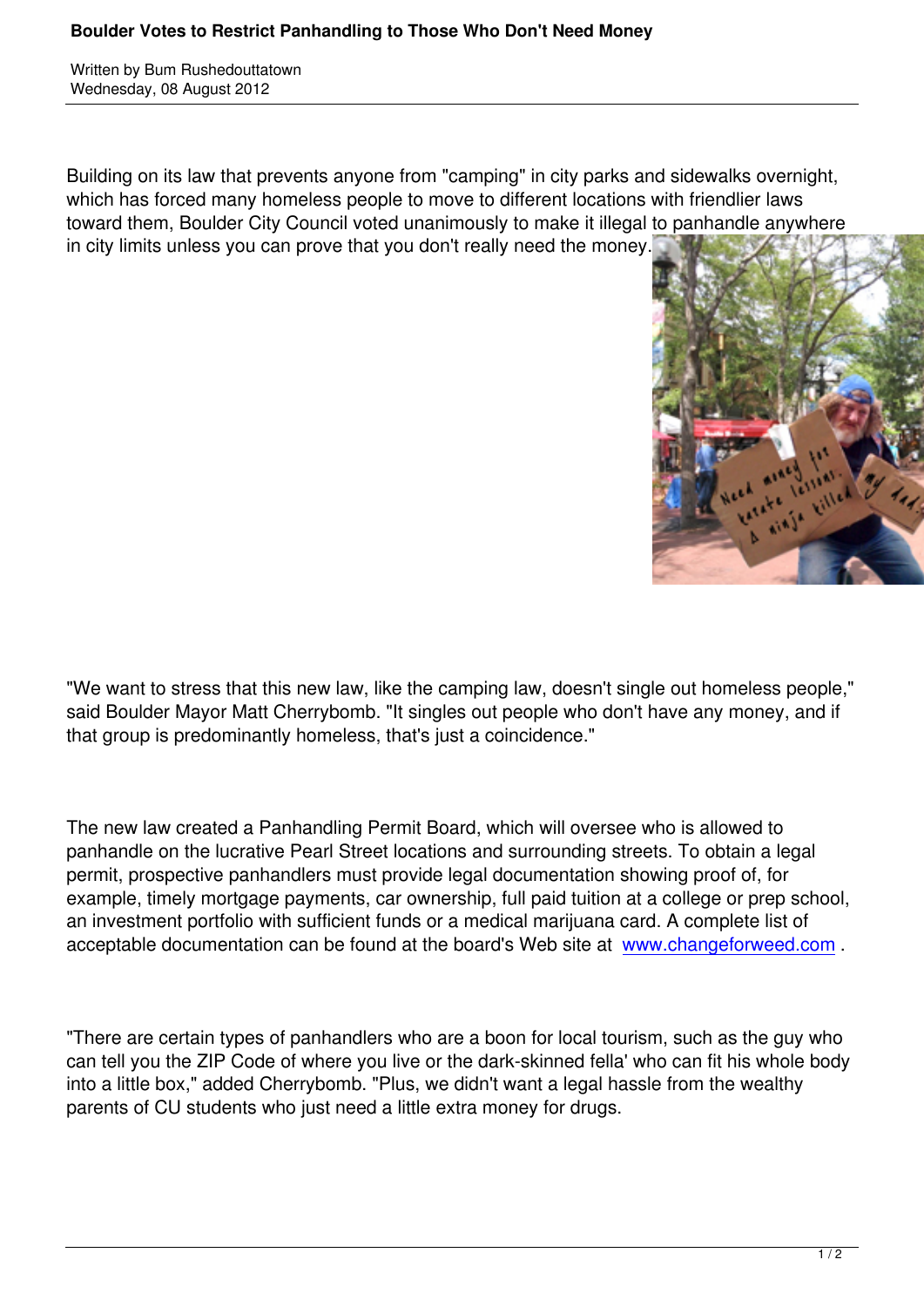# Boulder Votes to Restrict Panhandling to Those Who Don't Need Money

Written by Bum Rushedouttatown
Wednesday, 08 August 2012

Building on its law that prevents anyone from "camping" in city parks and sidewalks overnight, which has forced many homeless people to move to different locations with friendlier laws toward them, Boulder City Council voted unanimously to make it illegal to panhandle anywhere in city limits unless you can prove that you don't really need the money.

"We want to stress that this new law, like the camping law, doesn't single out homeless people," said Boulder Mayor Matt Cherrybomb. "It singles out people who don't have any money, and if that group is predominantly homeless, that's just a coincidence."

The new law created a Panhandling Permit Board, which will oversee who is allowed to panhandle on the lucrative Pearl Street locations and surrounding streets. To obtain a legal permit, prospective panhandlers must provide legal documentation showing proof of, for example, timely mortgage payments, car ownership, full paid tuition at a college or prep school, an investment portfolio with sufficient funds or a medical marijuana card. A complete list of acceptable documentation can be found at the board's Web site at www.changeforweed.com .

"There are certain types of panhandlers who are a boon for local tourism, such as the guy who can tell you the ZIP Code of where you live or the dark-skinned fella' who can fit his whole body into a little box," added Cherrybomb. "Plus, we didn't want a legal hassle from the wealthy parents of CU students who just need a little extra money for drugs.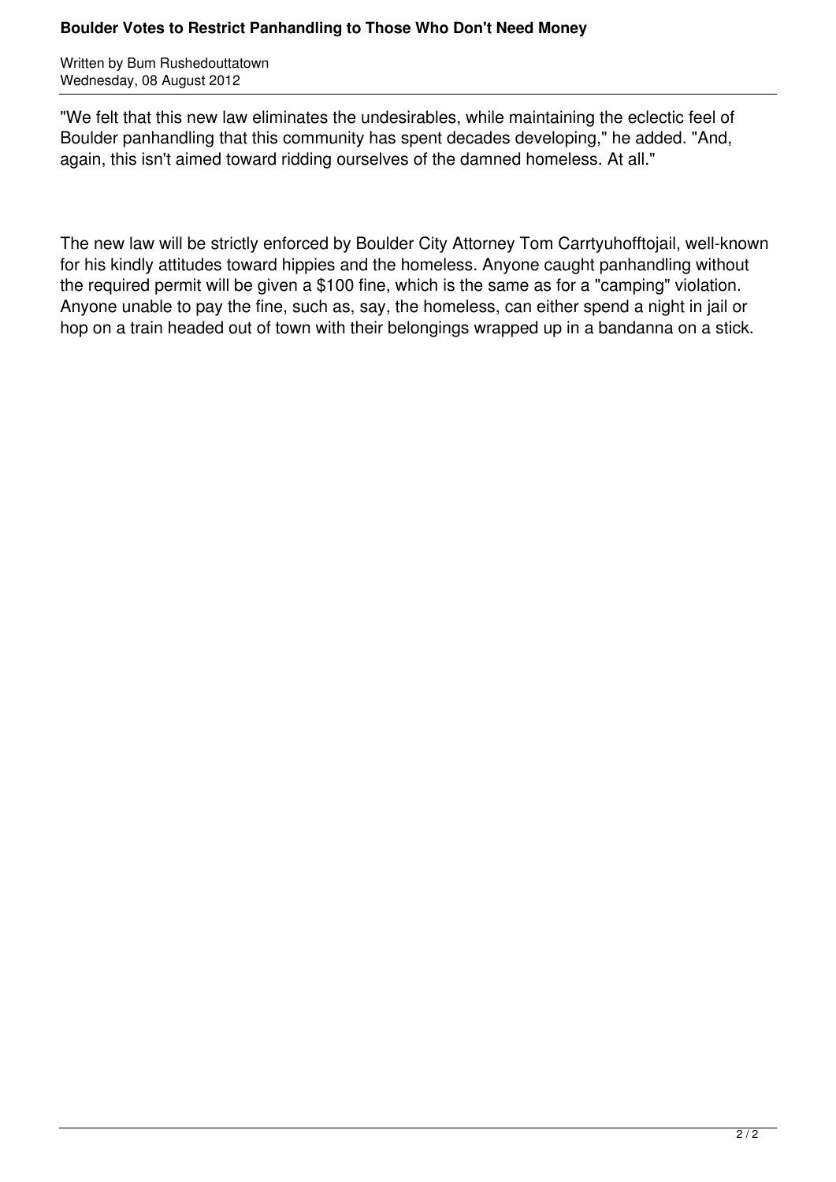"We felt that this new law eliminates the undesirables, while maintaining the eclectic feel of Boulder panhandling that this community has spent decades developing," he added. "And, again, this isn't aimed toward ridding ourselves of the damned homeless. At all."

The new law will be strictly enforced by Boulder City Attorney Tom Carrtyuhofftojail, well-known for his kindly attitudes toward hippies and the homeless. Anyone caught panhandling without the required permit will be given a $100 fine, which is the same as for a "camping" violation. Anyone unable to pay the fine, such as, say, the homeless, can either spend a night in jail or hop on a train headed out of town with their belongings wrapped up in a bandanna on a stick.